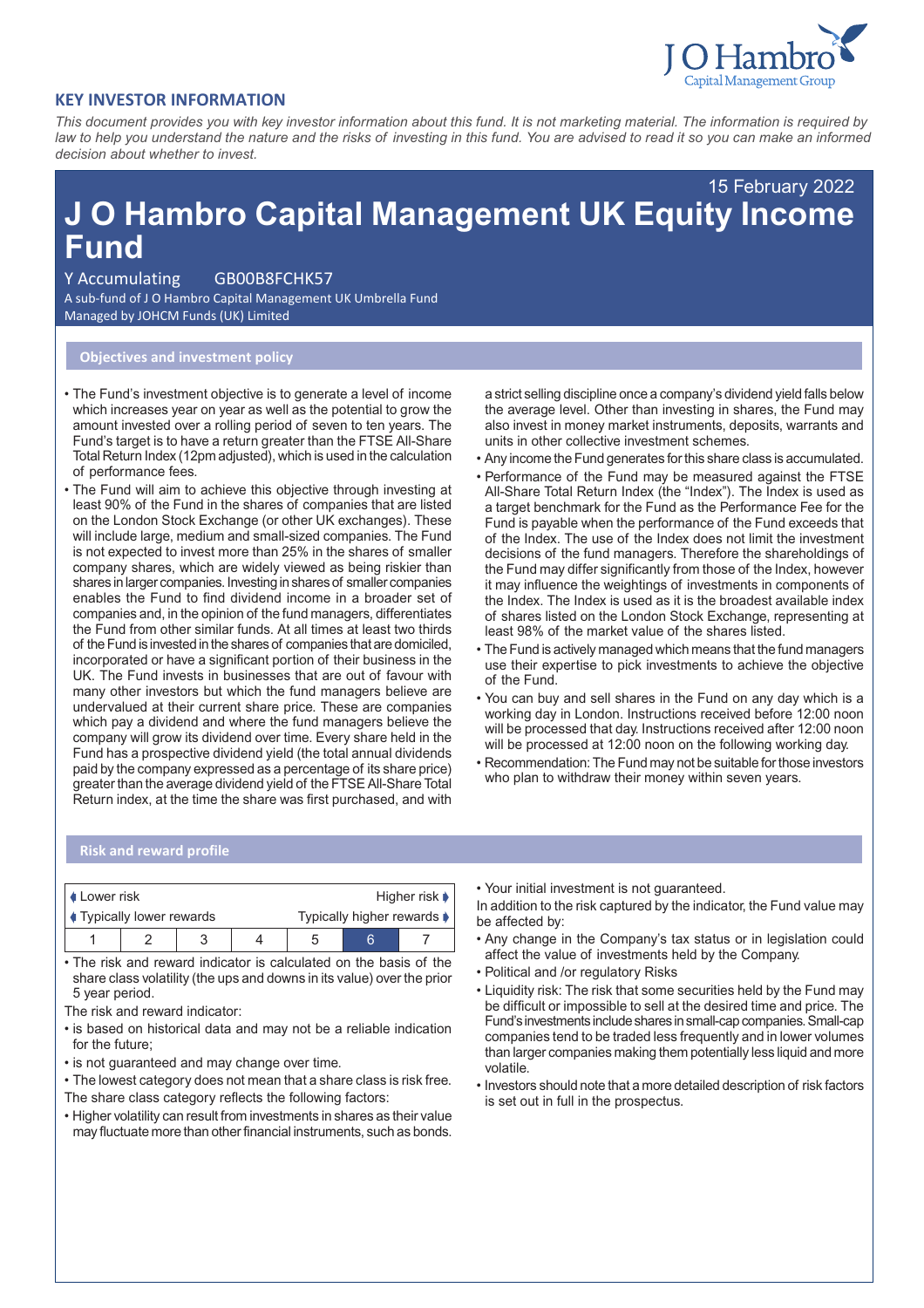J O Hambro
Capital Management Group

## KEY INVESTOR INFORMATION

*This document provides you with key investor information about this fund. It is not marketing material. The information is required by law to help you understand the nature and the risks of investing in this fund. You are advised to read it so you can make an informed decision about whether to invest.*

15 February 2022

# J O Hambro Capital Management UK Equity Income Fund

Y Accumulating GB00B8FCHK57

A sub-fund of J O Hambro Capital Management UK Umbrella Fund

Managed by JOHCM Funds (UK) Limited

## Objectives and investment policy

- The Fund's investment objective is to generate a level of income which increases year on year as well as the potential to grow the amount invested over a rolling period of seven to ten years. The Fund's target is to have a return greater than the FTSE All-Share Total Return Index (12pm adjusted), which is used in the calculation of performance fees.
- The Fund will aim to achieve this objective through investing at least 90% of the Fund in the shares of companies that are listed on the London Stock Exchange (or other UK exchanges). These will include large, medium and small-sized companies. The Fund is not expected to invest more than 25% in the shares of smaller company shares, which are widely viewed as being riskier than shares in larger companies. Investing in shares of smaller companies enables the Fund to find dividend income in a broader set of companies and, in the opinion of the fund managers, differentiates the Fund from other similar funds. At all times at least two thirds of the Fund is invested in the shares of companies that are domiciled, incorporated or have a significant portion of their business in the UK. The Fund invests in businesses that are out of favour with many other investors but which the fund managers believe are undervalued at their current share price. These are companies which pay a dividend and where the fund managers believe the company will grow its dividend over time. Every share held in the Fund has a prospective dividend yield (the total annual dividends paid by the company expressed as a percentage of its share price) greater than the average dividend yield of the FTSE All-Share Total Return index, at the time the share was first purchased, and with a strict selling discipline once a company's dividend yield falls below the average level. Other than investing in shares, the Fund may also invest in money market instruments, deposits, warrants and units in other collective investment schemes.
- Any income the Fund generates for this share class is accumulated.
- Performance of the Fund may be measured against the FTSE All-Share Total Return Index (the "Index"). The Index is used as a target benchmark for the Fund as the Performance Fee for the Fund is payable when the performance of the Fund exceeds that of the Index. The use of the Index does not limit the investment decisions of the fund managers. Therefore the shareholdings of the Fund may differ significantly from those of the Index, however it may influence the weightings of investments in components of the Index. The Index is used as it is the broadest available index of shares listed on the London Stock Exchange, representing at least 98% of the market value of the shares listed.
- The Fund is actively managed which means that the fund managers use their expertise to pick investments to achieve the objective of the Fund.
- You can buy and sell shares in the Fund on any day which is a working day in London. Instructions received before 12:00 noon will be processed that day. Instructions received after 12:00 noon will be processed at 12:00 noon on the following working day.
- Recommendation: The Fund may not be suitable for those investors who plan to withdraw their money within seven years.

## Risk and reward profile

| Lower risk | | | | | | Higher risk |
|---|---|---|---|---|---|---|
| Typically lower rewards | | | | | | Typically higher rewards |
| 1 | 2 | 3 | 4 | 5 | **6** | 7 |

- The risk and reward indicator is calculated on the basis of the share class volatility (the ups and downs in its value) over the prior 5 year period.

The risk and reward indicator:

- is based on historical data and may not be a reliable indication for the future;
- is not guaranteed and may change over time.
- The lowest category does not mean that a share class is risk free.

The share class category reflects the following factors:

- Higher volatility can result from investments in shares as their value may fluctuate more than other financial instruments, such as bonds.
- Your initial investment is not guaranteed.

In addition to the risk captured by the indicator, the Fund value may be affected by:

- Any change in the Company's tax status or in legislation could affect the value of investments held by the Company.
- Political and /or regulatory Risks
- Liquidity risk: The risk that some securities held by the Fund may be difficult or impossible to sell at the desired time and price. The Fund's investments include shares in small-cap companies. Small-cap companies tend to be traded less frequently and in lower volumes than larger companies making them potentially less liquid and more volatile.
- Investors should note that a more detailed description of risk factors is set out in full in the prospectus.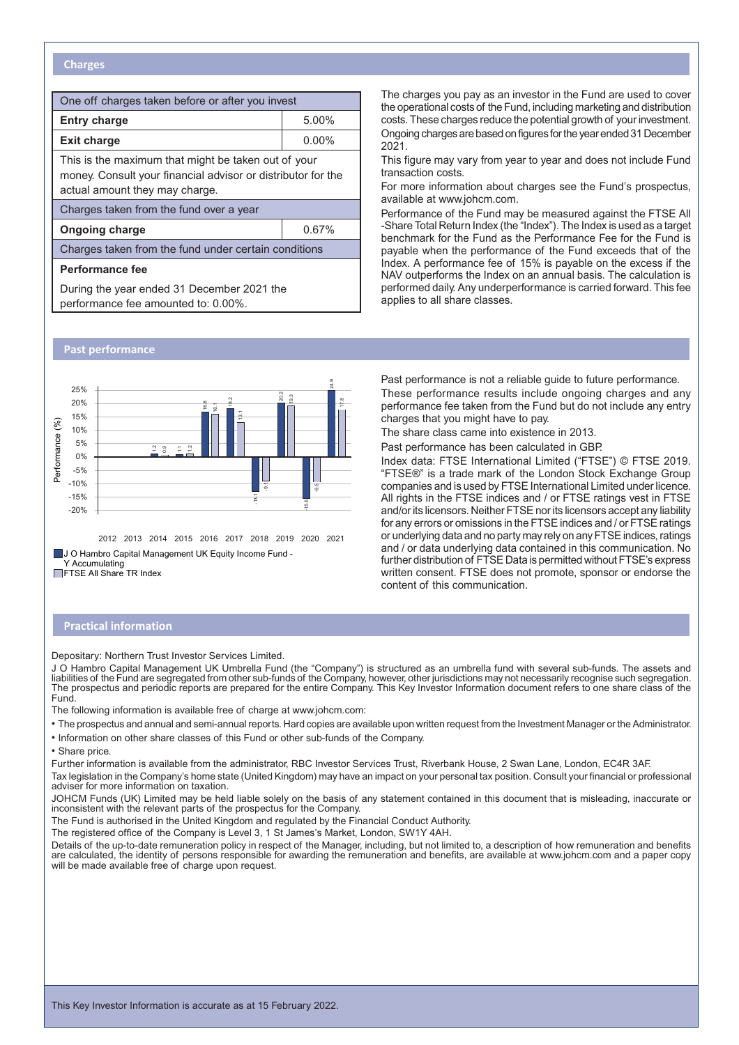## Charges

| One off charges taken before or after you invest | |
|---|---|
| **Entry charge** | 5.00% |
| **Exit charge** | 0.00% |
| This is the maximum that might be taken out of your money. Consult your financial advisor or distributor for the actual amount they may charge. | |
| Charges taken from the fund over a year | |
| **Ongoing charge** | 0.67% |
| Charges taken from the fund under certain conditions | |
| **Performance fee** | |
| During the year ended 31 December 2021 the performance fee amounted to: 0.00%. | |

The charges you pay as an investor in the Fund are used to cover the operational costs of the Fund, including marketing and distribution costs. These charges reduce the potential growth of your investment. Ongoing charges are based on figures for the year ended 31 December 2021.

This figure may vary from year to year and does not include Fund transaction costs.

For more information about charges see the Fund's prospectus, available at www.johcm.com.

Performance of the Fund may be measured against the FTSE All -Share Total Return Index (the "Index"). The Index is used as a target benchmark for the Fund as the Performance Fee for the Fund is payable when the performance of the Fund exceeds that of the Index. A performance fee of 15% is payable on the excess if the NAV outperforms the Index on an annual basis. The calculation is performed daily. Any underperformance is carried forward. This fee applies to all share classes.

## Past performance

Performance (%)

25%
20%
15%
10%
5%
0%
-5%
-10%
-15%
-20%

1.2
0.9
1.1
1.2
16.8
16.1
18.2
13.1
-13.1
-9.1
20.2
19.3
-15.6
-9.5
24.9
17.8

2012 2013 2014 2015 2016 2017 2018 2019 2020 2021

J O Hambro Capital Management UK Equity Income Fund - Y Accumulating

FTSE All Share TR Index

Past performance is not a reliable guide to future performance.

These performance results include ongoing charges and any performance fee taken from the Fund but do not include any entry charges that you might have to pay.

The share class came into existence in 2013.

Past performance has been calculated in GBP.

Index data: FTSE International Limited ("FTSE") © FTSE 2019. "FTSE®" is a trade mark of the London Stock Exchange Group companies and is used by FTSE International Limited under licence. All rights in the FTSE indices and / or FTSE ratings vest in FTSE and/or its licensors. Neither FTSE nor its licensors accept any liability for any errors or omissions in the FTSE indices and / or FTSE ratings or underlying data and no party may rely on any FTSE indices, ratings and / or data underlying data contained in this communication. No further distribution of FTSE Data is permitted without FTSE's express written consent. FTSE does not promote, sponsor or endorse the content of this communication.

## Practical information

Depositary: Northern Trust Investor Services Limited.

J O Hambro Capital Management UK Umbrella Fund (the "Company") is structured as an umbrella fund with several sub-funds. The assets and liabilities of the Fund are segregated from other sub-funds of the Company, however, other jurisdictions may not necessarily recognise such segregation. The prospectus and periodic reports are prepared for the entire Company. This Key Investor Information document refers to one share class of the Fund.

The following information is available free of charge at www.johcm.com:

- The prospectus and annual and semi-annual reports. Hard copies are available upon written request from the Investment Manager or the Administrator.
- Information on other share classes of this Fund or other sub-funds of the Company.
- Share price.

Further information is available from the administrator, RBC Investor Services Trust, Riverbank House, 2 Swan Lane, London, EC4R 3AF.

Tax legislation in the Company's home state (United Kingdom) may have an impact on your personal tax position. Consult your financial or professional adviser for more information on taxation.

JOHCM Funds (UK) Limited may be held liable solely on the basis of any statement contained in this document that is misleading, inaccurate or inconsistent with the relevant parts of the prospectus for the Company.

The Fund is authorised in the United Kingdom and regulated by the Financial Conduct Authority.

The registered office of the Company is Level 3, 1 St James's Market, London, SW1Y 4AH.

Details of the up-to-date remuneration policy in respect of the Manager, including, but not limited to, a description of how remuneration and benefits are calculated, the identity of persons responsible for awarding the remuneration and benefits, are available at www.johcm.com and a paper copy will be made available free of charge upon request.

This Key Investor Information is accurate as at 15 February 2022.